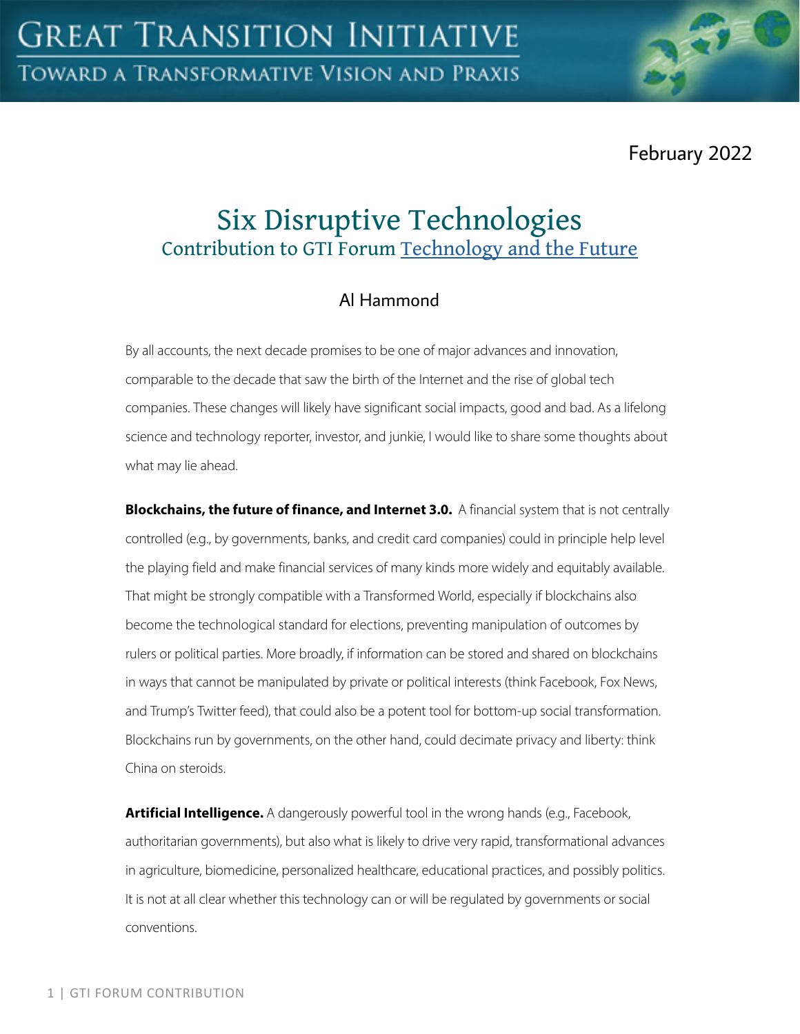February 2022

# Six Disruptive Technologies

## Contribution to GTI Forum Technology and the Future

Al Hammond

By all accounts, the next decade promises to be one of major advances and innovation, comparable to the decade that saw the birth of the Internet and the rise of global tech companies. These changes will likely have significant social impacts, good and bad. As a lifelong science and technology reporter, investor, and junkie, I would like to share some thoughts about what may lie ahead.

**Blockchains, the future of finance, and Internet 3.0.** A financial system that is not centrally controlled (e.g., by governments, banks, and credit card companies) could in principle help level the playing field and make financial services of many kinds more widely and equitably available. That might be strongly compatible with a Transformed World, especially if blockchains also become the technological standard for elections, preventing manipulation of outcomes by rulers or political parties. More broadly, if information can be stored and shared on blockchains in ways that cannot be manipulated by private or political interests (think Facebook, Fox News, and Trump's Twitter feed), that could also be a potent tool for bottom-up social transformation. Blockchains run by governments, on the other hand, could decimate privacy and liberty: think China on steroids.

**Artificial Intelligence.** A dangerously powerful tool in the wrong hands (e.g., Facebook, authoritarian governments), but also what is likely to drive very rapid, transformational advances in agriculture, biomedicine, personalized healthcare, educational practices, and possibly politics. It is not at all clear whether this technology can or will be regulated by governments or social conventions.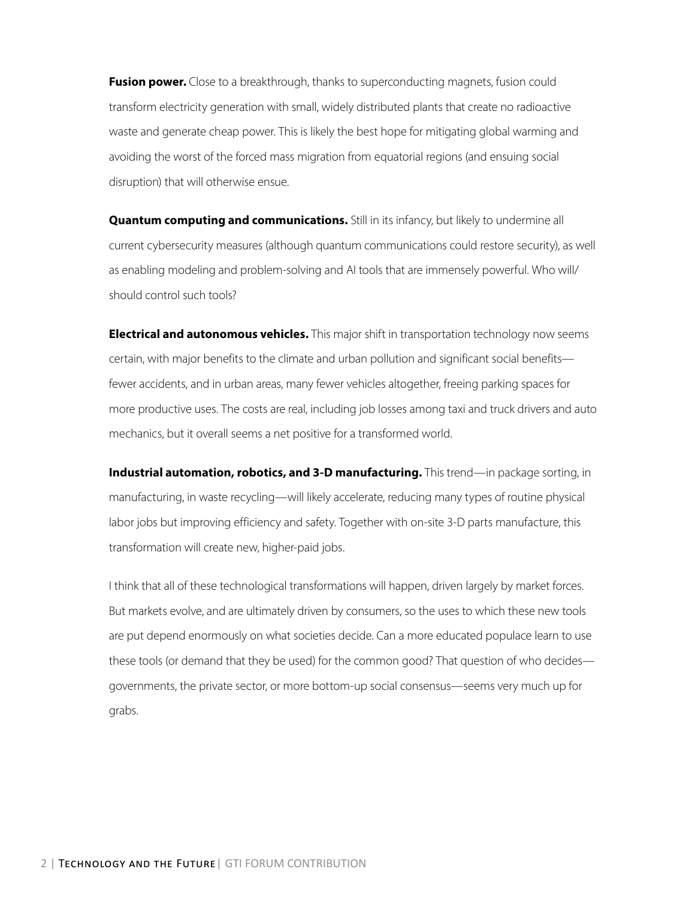**Fusion power.** Close to a breakthrough, thanks to superconducting magnets, fusion could transform electricity generation with small, widely distributed plants that create no radioactive waste and generate cheap power. This is likely the best hope for mitigating global warming and avoiding the worst of the forced mass migration from equatorial regions (and ensuing social disruption) that will otherwise ensue.

**Quantum computing and communications.** Still in its infancy, but likely to undermine all current cybersecurity measures (although quantum communications could restore security), as well as enabling modeling and problem-solving and AI tools that are immensely powerful. Who will/should control such tools?

**Electrical and autonomous vehicles.** This major shift in transportation technology now seems certain, with major benefits to the climate and urban pollution and significant social benefits—fewer accidents, and in urban areas, many fewer vehicles altogether, freeing parking spaces for more productive uses. The costs are real, including job losses among taxi and truck drivers and auto mechanics, but it overall seems a net positive for a transformed world.

**Industrial automation, robotics, and 3-D manufacturing.** This trend—in package sorting, in manufacturing, in waste recycling—will likely accelerate, reducing many types of routine physical labor jobs but improving efficiency and safety. Together with on-site 3-D parts manufacture, this transformation will create new, higher-paid jobs.

I think that all of these technological transformations will happen, driven largely by market forces. But markets evolve, and are ultimately driven by consumers, so the uses to which these new tools are put depend enormously on what societies decide. Can a more educated populace learn to use these tools (or demand that they be used) for the common good? That question of who decides—governments, the private sector, or more bottom-up social consensus—seems very much up for grabs.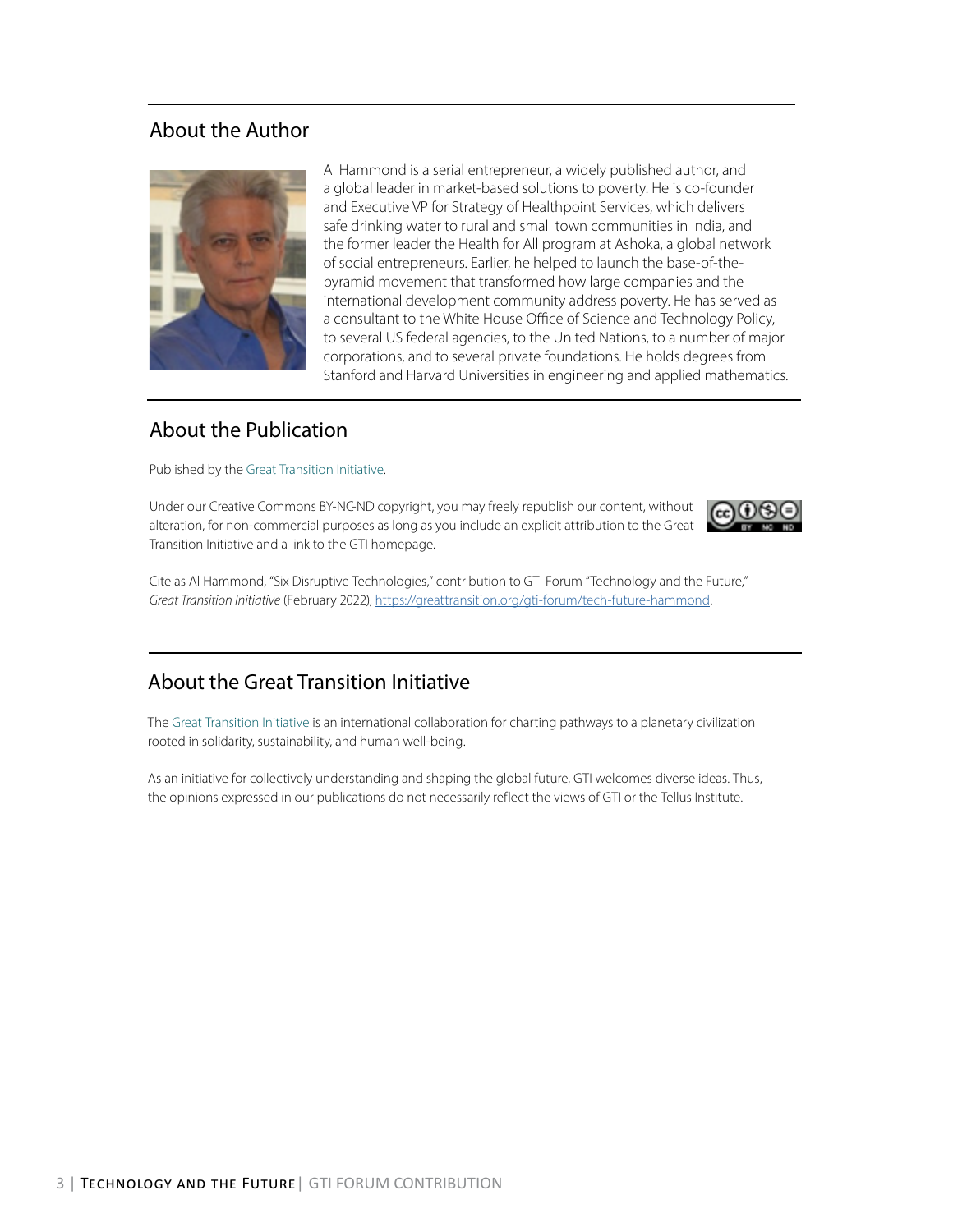## About the Author

Al Hammond is a serial entrepreneur, a widely published author, and a global leader in market-based solutions to poverty. He is co-founder and Executive VP for Strategy of Healthpoint Services, which delivers safe drinking water to rural and small town communities in India, and the former leader the Health for All program at Ashoka, a global network of social entrepreneurs. Earlier, he helped to launch the base-of-the-pyramid movement that transformed how large companies and the international development community address poverty. He has served as a consultant to the White House Office of Science and Technology Policy, to several US federal agencies, to the United Nations, to a number of major corporations, and to several private foundations. He holds degrees from Stanford and Harvard Universities in engineering and applied mathematics.

## About the Publication

Published by the Great Transition Initiative.

Under our Creative Commons BY-NC-ND copyright, you may freely republish our content, without alteration, for non-commercial purposes as long as you include an explicit attribution to the Great Transition Initiative and a link to the GTI homepage.

Cite as Al Hammond, "Six Disruptive Technologies," contribution to GTI Forum "Technology and the Future," *Great Transition Initiative* (February 2022), https://greattransition.org/gti-forum/tech-future-hammond.

## About the Great Transition Initiative

The Great Transition Initiative is an international collaboration for charting pathways to a planetary civilization rooted in solidarity, sustainability, and human well-being.

As an initiative for collectively understanding and shaping the global future, GTI welcomes diverse ideas. Thus, the opinions expressed in our publications do not necessarily reflect the views of GTI or the Tellus Institute.